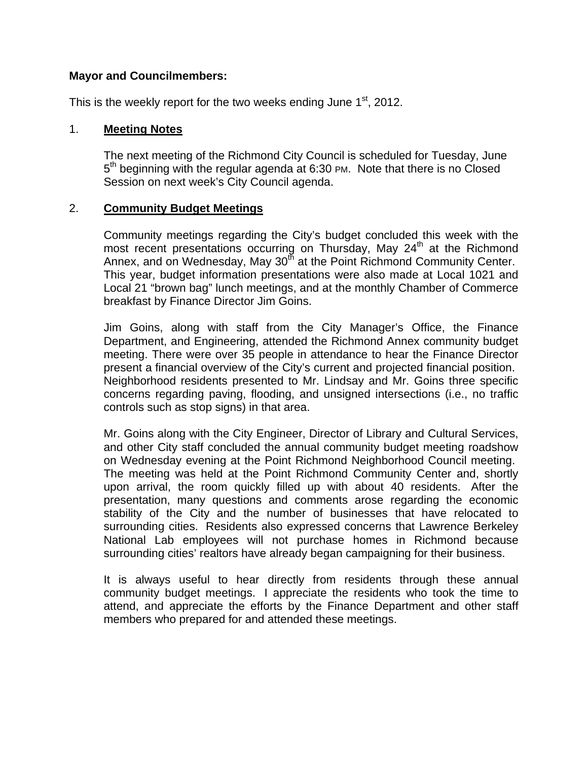**Mayor and Councilmembers:**

This is the weekly report for the two weeks ending June 1st, 2012.

1. **Meeting Notes**

   The next meeting of the Richmond City Council is scheduled for Tuesday, June 5th beginning with the regular agenda at 6:30 PM. Note that there is no Closed Session on next week's City Council agenda.

2. **Community Budget Meetings**

   Community meetings regarding the City's budget concluded this week with the most recent presentations occurring on Thursday, May 24th at the Richmond Annex, and on Wednesday, May 30th at the Point Richmond Community Center. This year, budget information presentations were also made at Local 1021 and Local 21 "brown bag" lunch meetings, and at the monthly Chamber of Commerce breakfast by Finance Director Jim Goins.

   Jim Goins, along with staff from the City Manager's Office, the Finance Department, and Engineering, attended the Richmond Annex community budget meeting. There were over 35 people in attendance to hear the Finance Director present a financial overview of the City's current and projected financial position. Neighborhood residents presented to Mr. Lindsay and Mr. Goins three specific concerns regarding paving, flooding, and unsigned intersections (i.e., no traffic controls such as stop signs) in that area.

   Mr. Goins along with the City Engineer, Director of Library and Cultural Services, and other City staff concluded the annual community budget meeting roadshow on Wednesday evening at the Point Richmond Neighborhood Council meeting. The meeting was held at the Point Richmond Community Center and, shortly upon arrival, the room quickly filled up with about 40 residents. After the presentation, many questions and comments arose regarding the economic stability of the City and the number of businesses that have relocated to surrounding cities. Residents also expressed concerns that Lawrence Berkeley National Lab employees will not purchase homes in Richmond because surrounding cities' realtors have already began campaigning for their business.

   It is always useful to hear directly from residents through these annual community budget meetings. I appreciate the residents who took the time to attend, and appreciate the efforts by the Finance Department and other staff members who prepared for and attended these meetings.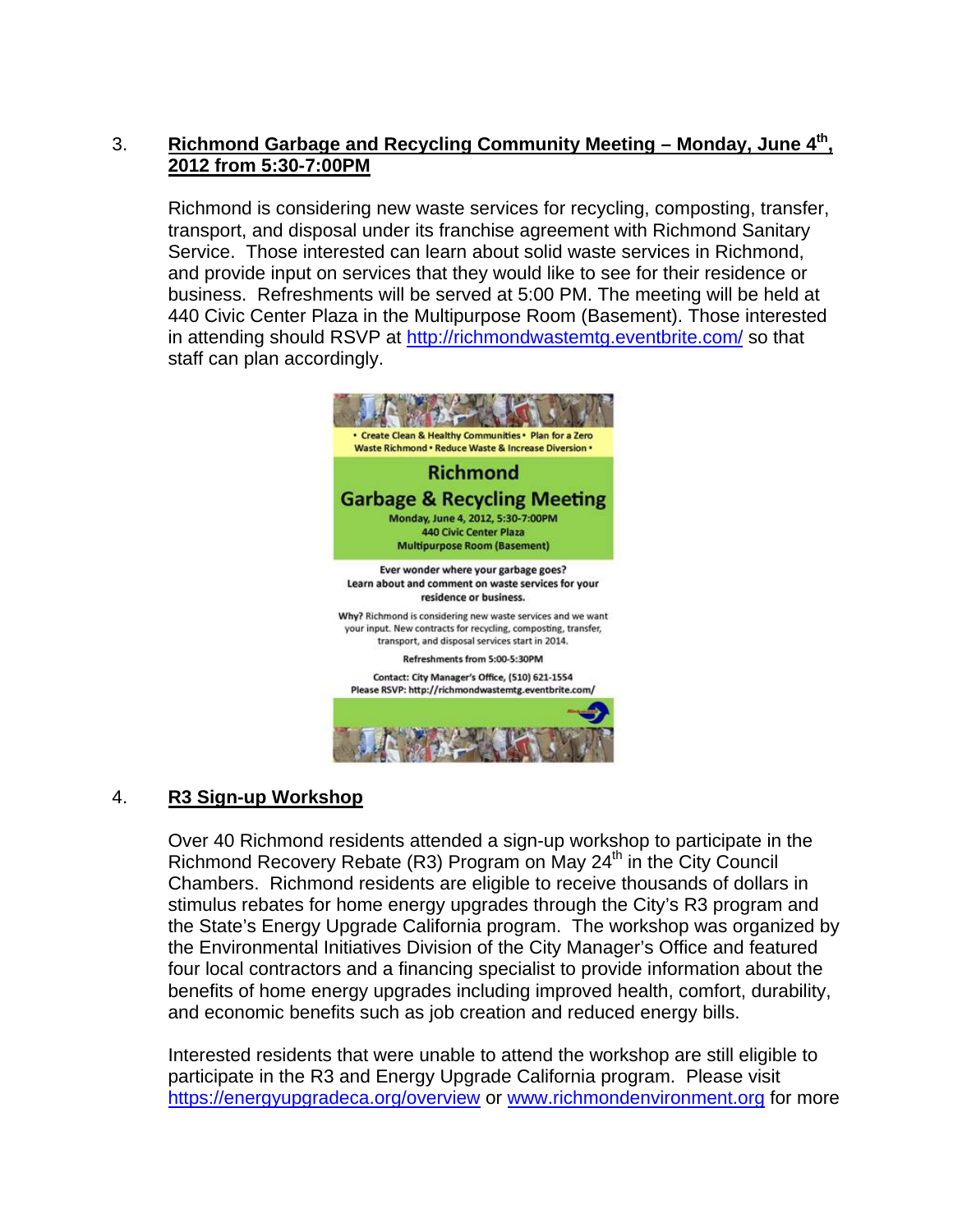3. **Richmond Garbage and Recycling Community Meeting – Monday, June 4th, 2012 from 5:30-7:00PM**

Richmond is considering new waste services for recycling, composting, transfer, transport, and disposal under its franchise agreement with Richmond Sanitary Service. Those interested can learn about solid waste services in Richmond, and provide input on services that they would like to see for their residence or business. Refreshments will be served at 5:00 PM. The meeting will be held at 440 Civic Center Plaza in the Multipurpose Room (Basement). Those interested in attending should RSVP at http://richmondwastemtg.eventbrite.com/ so that staff can plan accordingly.

• Create Clean & Healthy Communities • Plan for a Zero Waste Richmond • Reduce Waste & Increase Diversion •

**Richmond**

**Garbage & Recycling Meeting**

Monday, June 4, 2012, 5:30-7:00PM
440 Civic Center Plaza
Multipurpose Room (Basement)

**Ever wonder where your garbage goes?**
**Learn about and comment on waste services for your residence or business.**

**Why?** Richmond is considering new waste services and we want your input. New contracts for recycling, composting, transfer, transport, and disposal services start in 2014.

Refreshments from 5:00-5:30PM

Contact: City Manager's Office, (510) 621-1554
Please RSVP: http://richmondwastemtg.eventbrite.com/

4. **R3 Sign-up Workshop**

Over 40 Richmond residents attended a sign-up workshop to participate in the Richmond Recovery Rebate (R3) Program on May 24th in the City Council Chambers. Richmond residents are eligible to receive thousands of dollars in stimulus rebates for home energy upgrades through the City's R3 program and the State's Energy Upgrade California program. The workshop was organized by the Environmental Initiatives Division of the City Manager's Office and featured four local contractors and a financing specialist to provide information about the benefits of home energy upgrades including improved health, comfort, durability, and economic benefits such as job creation and reduced energy bills.

Interested residents that were unable to attend the workshop are still eligible to participate in the R3 and Energy Upgrade California program. Please visit https://energyupgradeca.org/overview or www.richmondenvironment.org for more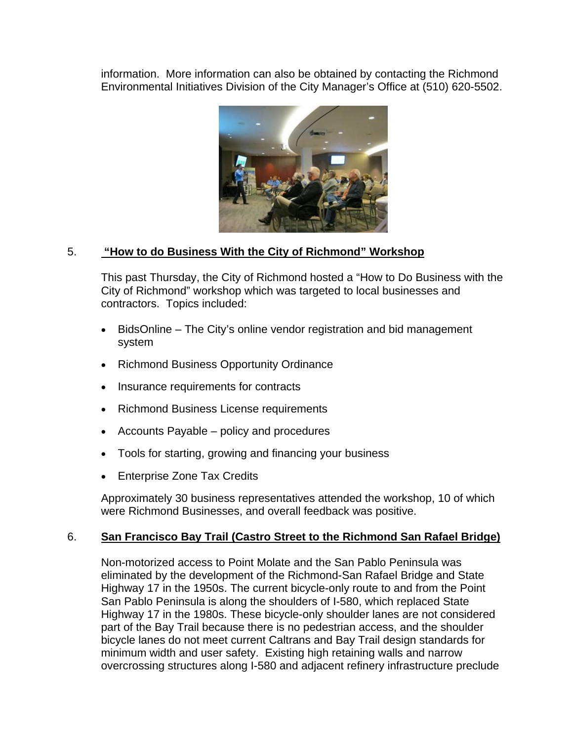information. More information can also be obtained by contacting the Richmond Environmental Initiatives Division of the City Manager's Office at (510) 620-5502.

## 5. **"How to do Business With the City of Richmond" Workshop**

This past Thursday, the City of Richmond hosted a "How to Do Business with the City of Richmond" workshop which was targeted to local businesses and contractors. Topics included:

- BidsOnline – The City's online vendor registration and bid management system
- Richmond Business Opportunity Ordinance
- Insurance requirements for contracts
- Richmond Business License requirements
- Accounts Payable – policy and procedures
- Tools for starting, growing and financing your business
- Enterprise Zone Tax Credits

Approximately 30 business representatives attended the workshop, 10 of which were Richmond Businesses, and overall feedback was positive.

## 6. **San Francisco Bay Trail (Castro Street to the Richmond San Rafael Bridge)**

Non-motorized access to Point Molate and the San Pablo Peninsula was eliminated by the development of the Richmond-San Rafael Bridge and State Highway 17 in the 1950s. The current bicycle-only route to and from the Point San Pablo Peninsula is along the shoulders of I-580, which replaced State Highway 17 in the 1980s. These bicycle-only shoulder lanes are not considered part of the Bay Trail because there is no pedestrian access, and the shoulder bicycle lanes do not meet current Caltrans and Bay Trail design standards for minimum width and user safety. Existing high retaining walls and narrow overcrossing structures along I-580 and adjacent refinery infrastructure preclude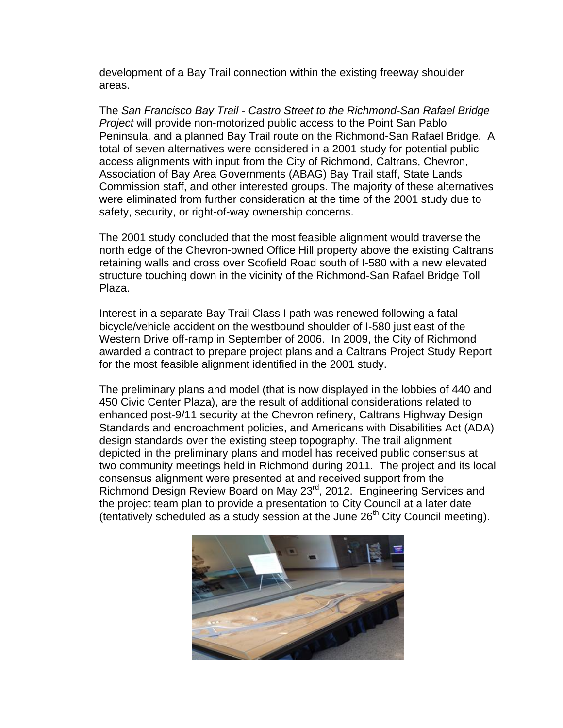development of a Bay Trail connection within the existing freeway shoulder areas.

The *San Francisco Bay Trail - Castro Street to the Richmond-San Rafael Bridge Project* will provide non-motorized public access to the Point San Pablo Peninsula, and a planned Bay Trail route on the Richmond-San Rafael Bridge. A total of seven alternatives were considered in a 2001 study for potential public access alignments with input from the City of Richmond, Caltrans, Chevron, Association of Bay Area Governments (ABAG) Bay Trail staff, State Lands Commission staff, and other interested groups. The majority of these alternatives were eliminated from further consideration at the time of the 2001 study due to safety, security, or right-of-way ownership concerns.

The 2001 study concluded that the most feasible alignment would traverse the north edge of the Chevron-owned Office Hill property above the existing Caltrans retaining walls and cross over Scofield Road south of I-580 with a new elevated structure touching down in the vicinity of the Richmond-San Rafael Bridge Toll Plaza.

Interest in a separate Bay Trail Class I path was renewed following a fatal bicycle/vehicle accident on the westbound shoulder of I-580 just east of the Western Drive off-ramp in September of 2006. In 2009, the City of Richmond awarded a contract to prepare project plans and a Caltrans Project Study Report for the most feasible alignment identified in the 2001 study.

The preliminary plans and model (that is now displayed in the lobbies of 440 and 450 Civic Center Plaza), are the result of additional considerations related to enhanced post-9/11 security at the Chevron refinery, Caltrans Highway Design Standards and encroachment policies, and Americans with Disabilities Act (ADA) design standards over the existing steep topography. The trail alignment depicted in the preliminary plans and model has received public consensus at two community meetings held in Richmond during 2011. The project and its local consensus alignment were presented at and received support from the Richmond Design Review Board on May 23rd, 2012. Engineering Services and the project team plan to provide a presentation to City Council at a later date (tentatively scheduled as a study session at the June 26th City Council meeting).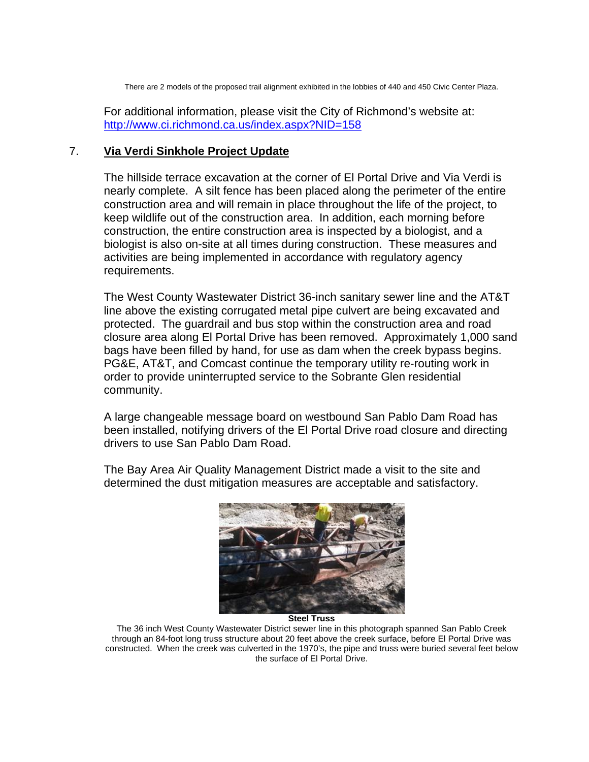There are 2 models of the proposed trail alignment exhibited in the lobbies of 440 and 450 Civic Center Plaza.

For additional information, please visit the City of Richmond's website at: http://www.ci.richmond.ca.us/index.aspx?NID=158

## 7. Via Verdi Sinkhole Project Update

The hillside terrace excavation at the corner of El Portal Drive and Via Verdi is nearly complete. A silt fence has been placed along the perimeter of the entire construction area and will remain in place throughout the life of the project, to keep wildlife out of the construction area. In addition, each morning before construction, the entire construction area is inspected by a biologist, and a biologist is also on-site at all times during construction. These measures and activities are being implemented in accordance with regulatory agency requirements.

The West County Wastewater District 36-inch sanitary sewer line and the AT&T line above the existing corrugated metal pipe culvert are being excavated and protected. The guardrail and bus stop within the construction area and road closure area along El Portal Drive has been removed. Approximately 1,000 sand bags have been filled by hand, for use as dam when the creek bypass begins. PG&E, AT&T, and Comcast continue the temporary utility re-routing work in order to provide uninterrupted service to the Sobrante Glen residential community.

A large changeable message board on westbound San Pablo Dam Road has been installed, notifying drivers of the El Portal Drive road closure and directing drivers to use San Pablo Dam Road.

The Bay Area Air Quality Management District made a visit to the site and determined the dust mitigation measures are acceptable and satisfactory.

**Steel Truss**

The 36 inch West County Wastewater District sewer line in this photograph spanned San Pablo Creek through an 84-foot long truss structure about 20 feet above the creek surface, before El Portal Drive was constructed. When the creek was culverted in the 1970's, the pipe and truss were buried several feet below the surface of El Portal Drive.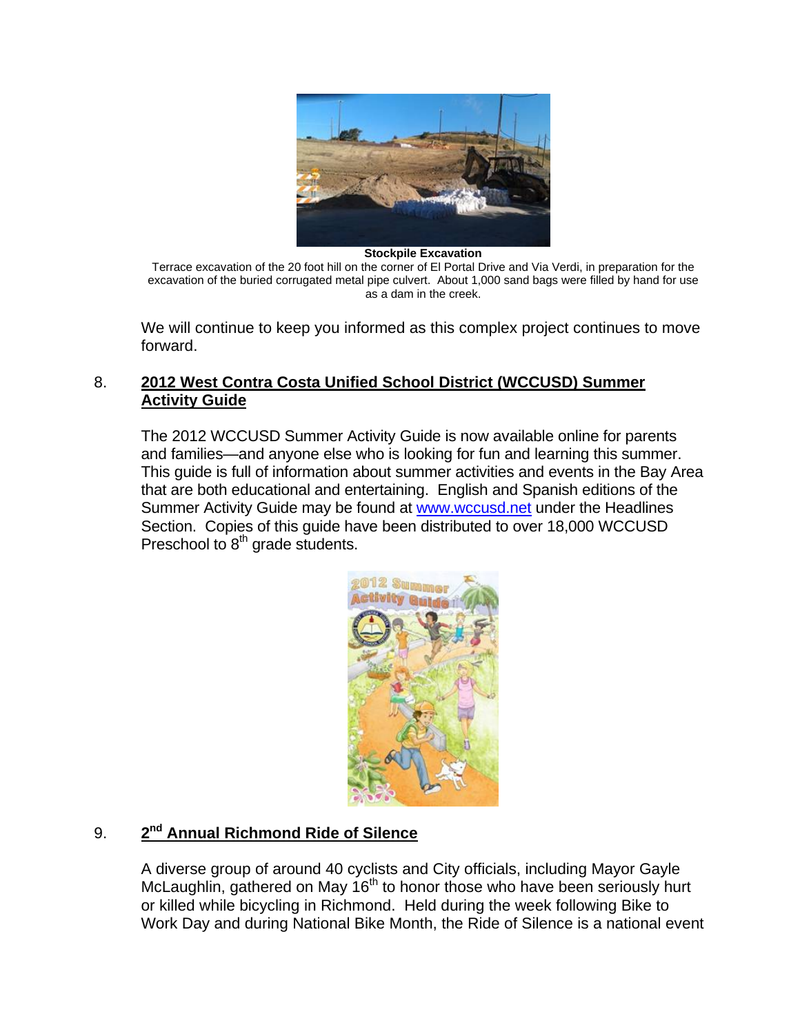**Stockpile Excavation**

Terrace excavation of the 20 foot hill on the corner of El Portal Drive and Via Verdi, in preparation for the excavation of the buried corrugated metal pipe culvert. About 1,000 sand bags were filled by hand for use as a dam in the creek.

We will continue to keep you informed as this complex project continues to move forward.

## 8. 2012 West Contra Costa Unified School District (WCCUSD) Summer Activity Guide

The 2012 WCCUSD Summer Activity Guide is now available online for parents and families—and anyone else who is looking for fun and learning this summer. This guide is full of information about summer activities and events in the Bay Area that are both educational and entertaining. English and Spanish editions of the Summer Activity Guide may be found at www.wccusd.net under the Headlines Section. Copies of this guide have been distributed to over 18,000 WCCUSD Preschool to 8th grade students.

## 9. 2nd Annual Richmond Ride of Silence

A diverse group of around 40 cyclists and City officials, including Mayor Gayle McLaughlin, gathered on May 16th to honor those who have been seriously hurt or killed while bicycling in Richmond. Held during the week following Bike to Work Day and during National Bike Month, the Ride of Silence is a national event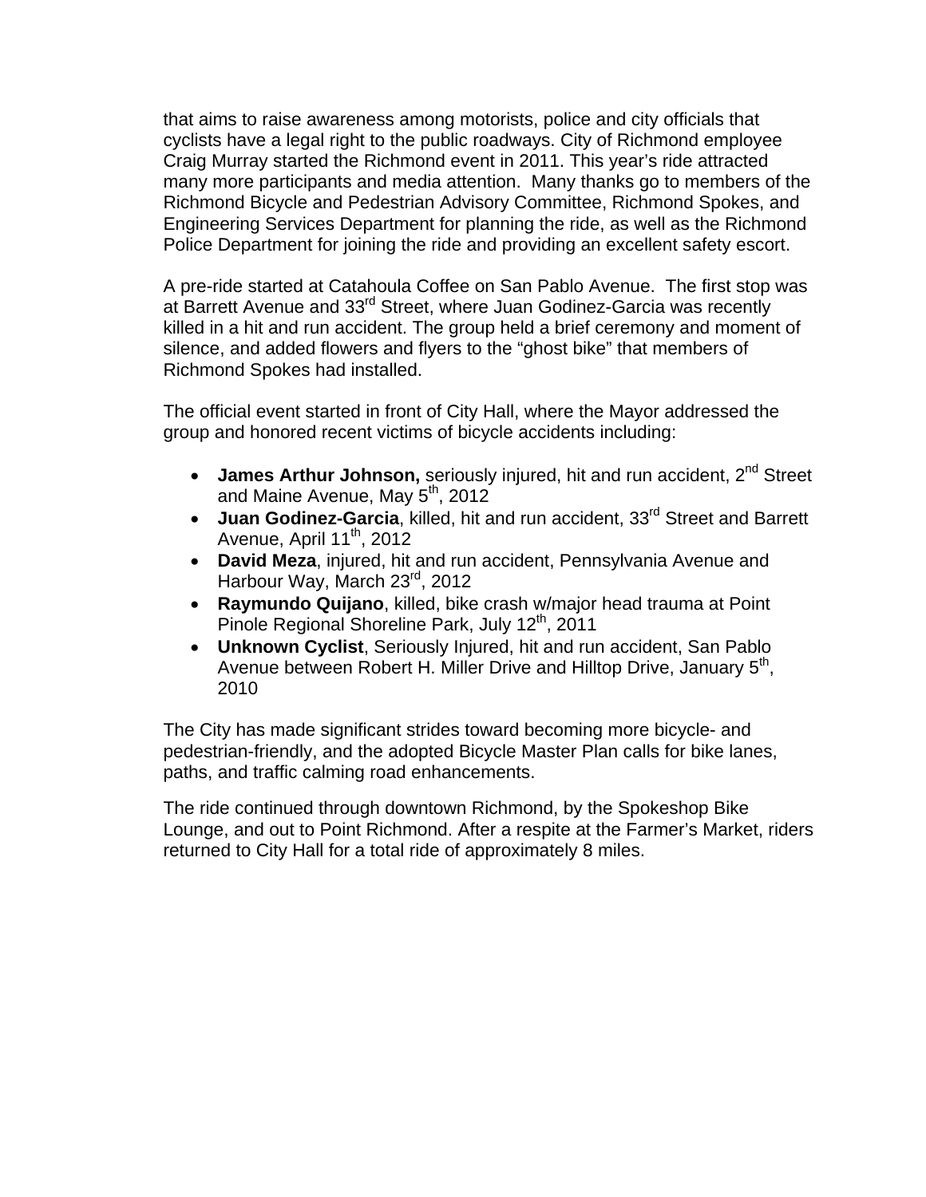that aims to raise awareness among motorists, police and city officials that cyclists have a legal right to the public roadways. City of Richmond employee Craig Murray started the Richmond event in 2011. This year's ride attracted many more participants and media attention. Many thanks go to members of the Richmond Bicycle and Pedestrian Advisory Committee, Richmond Spokes, and Engineering Services Department for planning the ride, as well as the Richmond Police Department for joining the ride and providing an excellent safety escort.

A pre-ride started at Catahoula Coffee on San Pablo Avenue. The first stop was at Barrett Avenue and 33rd Street, where Juan Godinez-Garcia was recently killed in a hit and run accident. The group held a brief ceremony and moment of silence, and added flowers and flyers to the "ghost bike" that members of Richmond Spokes had installed.

The official event started in front of City Hall, where the Mayor addressed the group and honored recent victims of bicycle accidents including:

- **James Arthur Johnson,** seriously injured, hit and run accident, 2nd Street and Maine Avenue, May 5th, 2012
- **Juan Godinez-Garcia**, killed, hit and run accident, 33rd Street and Barrett Avenue, April 11th, 2012
- **David Meza**, injured, hit and run accident, Pennsylvania Avenue and Harbour Way, March 23rd, 2012
- **Raymundo Quijano**, killed, bike crash w/major head trauma at Point Pinole Regional Shoreline Park, July 12th, 2011
- **Unknown Cyclist**, Seriously Injured, hit and run accident, San Pablo Avenue between Robert H. Miller Drive and Hilltop Drive, January 5th, 2010

The City has made significant strides toward becoming more bicycle- and pedestrian-friendly, and the adopted Bicycle Master Plan calls for bike lanes, paths, and traffic calming road enhancements.

The ride continued through downtown Richmond, by the Spokeshop Bike Lounge, and out to Point Richmond. After a respite at the Farmer's Market, riders returned to City Hall for a total ride of approximately 8 miles.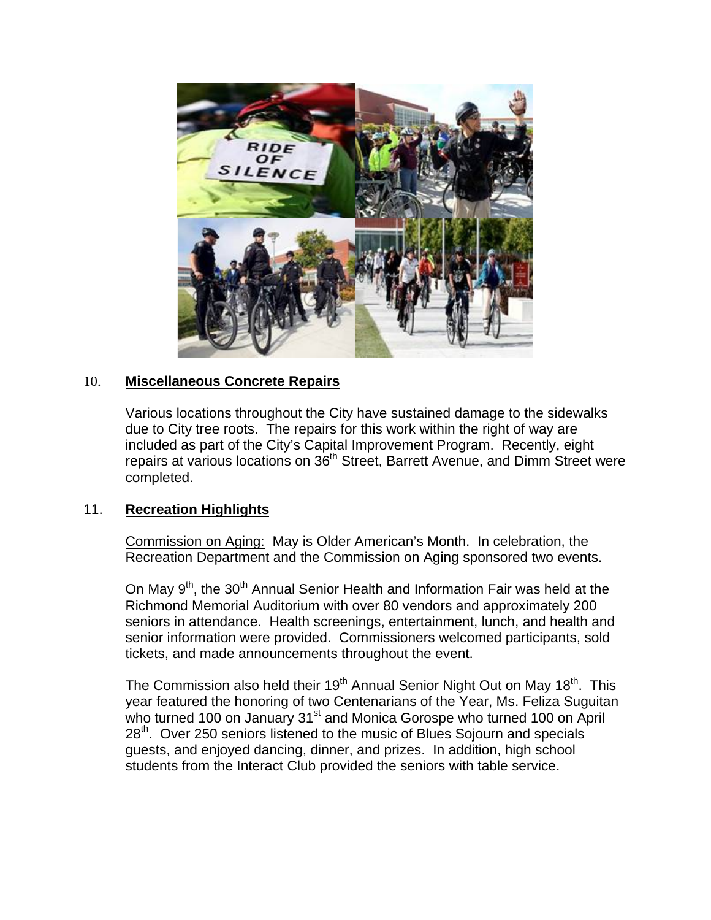10. **Miscellaneous Concrete Repairs**

Various locations throughout the City have sustained damage to the sidewalks due to City tree roots. The repairs for this work within the right of way are included as part of the City's Capital Improvement Program. Recently, eight repairs at various locations on 36th Street, Barrett Avenue, and Dimm Street were completed.

11. **Recreation Highlights**

Commission on Aging: May is Older American's Month. In celebration, the Recreation Department and the Commission on Aging sponsored two events.

On May 9th, the 30th Annual Senior Health and Information Fair was held at the Richmond Memorial Auditorium with over 80 vendors and approximately 200 seniors in attendance. Health screenings, entertainment, lunch, and health and senior information were provided. Commissioners welcomed participants, sold tickets, and made announcements throughout the event.

The Commission also held their 19th Annual Senior Night Out on May 18th. This year featured the honoring of two Centenarians of the Year, Ms. Feliza Suguitan who turned 100 on January 31st and Monica Gorospe who turned 100 on April 28th. Over 250 seniors listened to the music of Blues Sojourn and specials guests, and enjoyed dancing, dinner, and prizes. In addition, high school students from the Interact Club provided the seniors with table service.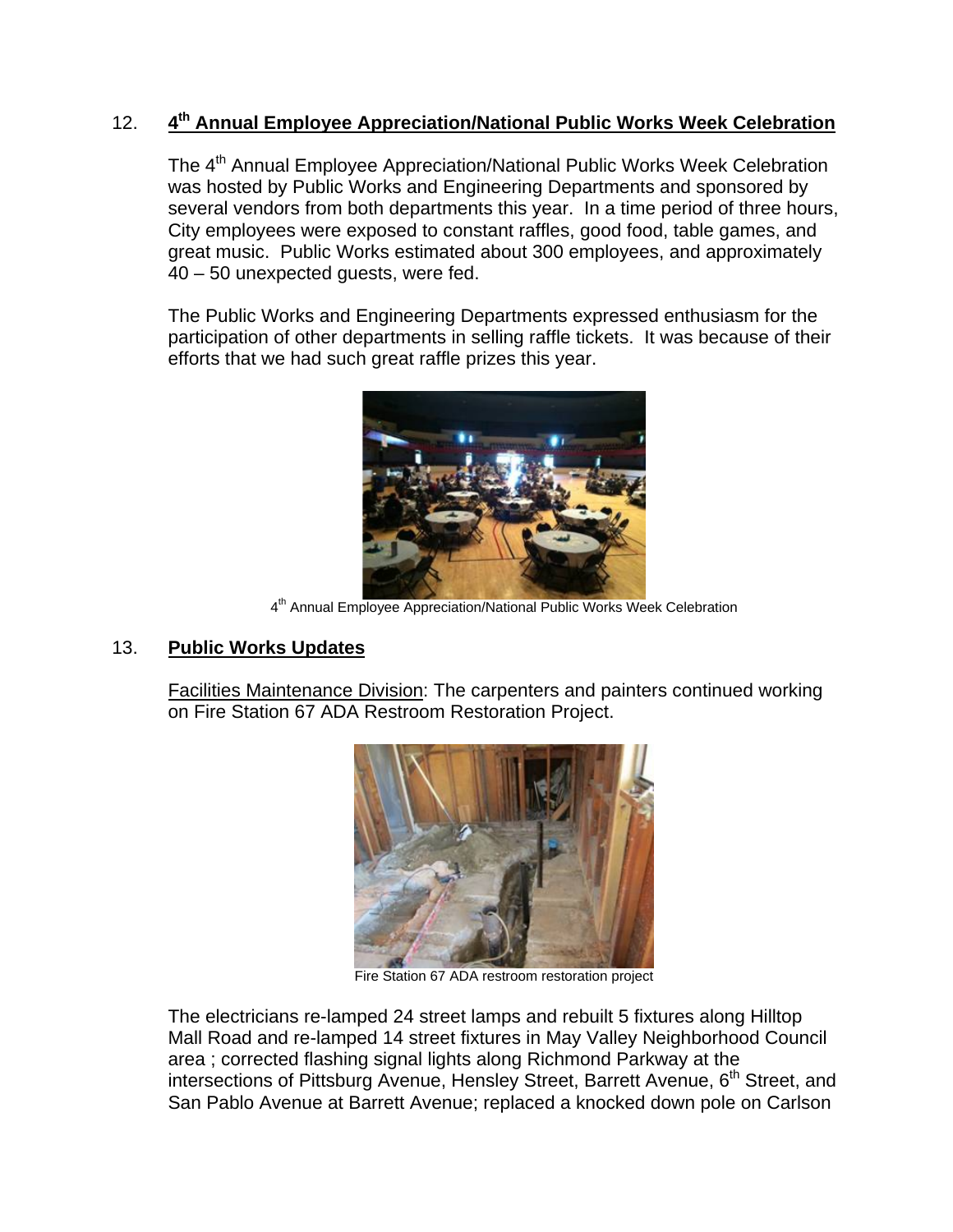12. **4th Annual Employee Appreciation/National Public Works Week Celebration**

The 4th Annual Employee Appreciation/National Public Works Week Celebration was hosted by Public Works and Engineering Departments and sponsored by several vendors from both departments this year. In a time period of three hours, City employees were exposed to constant raffles, good food, table games, and great music. Public Works estimated about 300 employees, and approximately 40 – 50 unexpected guests, were fed.

The Public Works and Engineering Departments expressed enthusiasm for the participation of other departments in selling raffle tickets. It was because of their efforts that we had such great raffle prizes this year.

4th Annual Employee Appreciation/National Public Works Week Celebration

13. **Public Works Updates**

Facilities Maintenance Division: The carpenters and painters continued working on Fire Station 67 ADA Restroom Restoration Project.

Fire Station 67 ADA restroom restoration project

The electricians re-lamped 24 street lamps and rebuilt 5 fixtures along Hilltop Mall Road and re-lamped 14 street fixtures in May Valley Neighborhood Council area ; corrected flashing signal lights along Richmond Parkway at the intersections of Pittsburg Avenue, Hensley Street, Barrett Avenue, 6th Street, and San Pablo Avenue at Barrett Avenue; replaced a knocked down pole on Carlson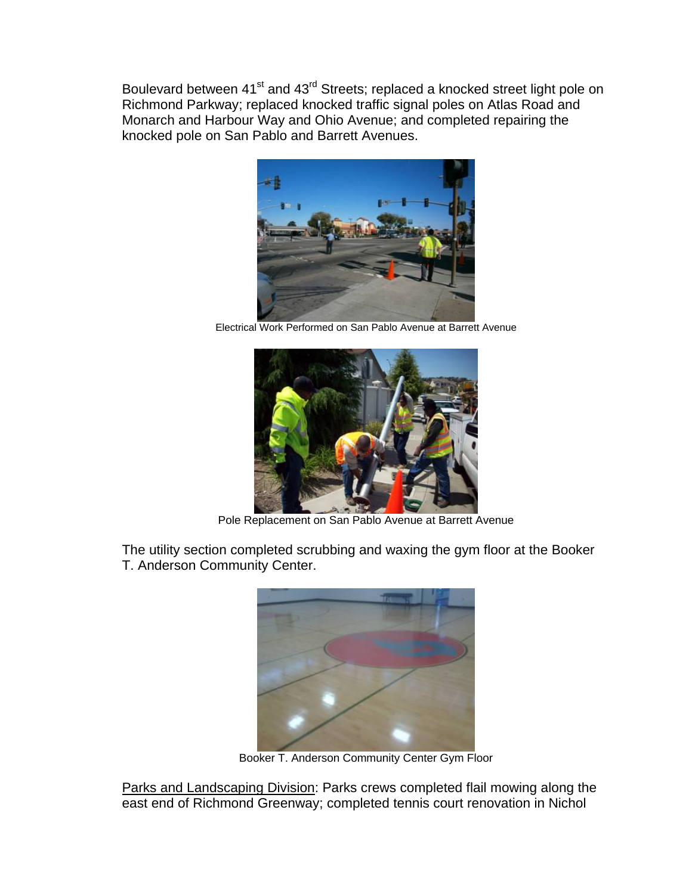Boulevard between 41st and 43rd Streets; replaced a knocked street light pole on Richmond Parkway; replaced knocked traffic signal poles on Atlas Road and Monarch and Harbour Way and Ohio Avenue; and completed repairing the knocked pole on San Pablo and Barrett Avenues.

Electrical Work Performed on San Pablo Avenue at Barrett Avenue

Pole Replacement on San Pablo Avenue at Barrett Avenue

The utility section completed scrubbing and waxing the gym floor at the Booker T. Anderson Community Center.

Booker T. Anderson Community Center Gym Floor

Parks and Landscaping Division: Parks crews completed flail mowing along the east end of Richmond Greenway; completed tennis court renovation in Nichol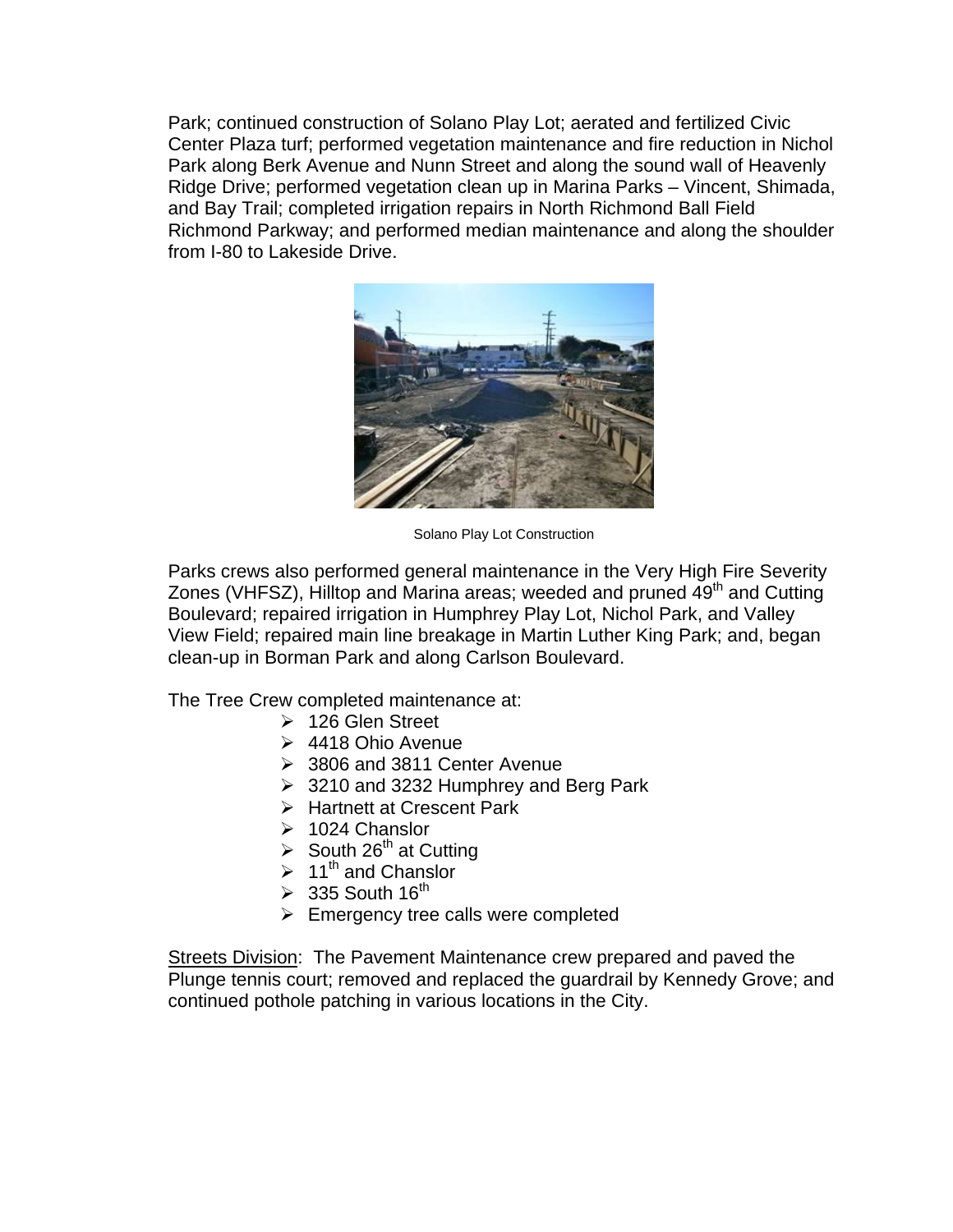Park; continued construction of Solano Play Lot; aerated and fertilized Civic Center Plaza turf; performed vegetation maintenance and fire reduction in Nichol Park along Berk Avenue and Nunn Street and along the sound wall of Heavenly Ridge Drive; performed vegetation clean up in Marina Parks – Vincent, Shimada, and Bay Trail; completed irrigation repairs in North Richmond Ball Field Richmond Parkway; and performed median maintenance and along the shoulder from I-80 to Lakeside Drive.

Solano Play Lot Construction

Parks crews also performed general maintenance in the Very High Fire Severity Zones (VHFSZ), Hilltop and Marina areas; weeded and pruned 49th and Cutting Boulevard; repaired irrigation in Humphrey Play Lot, Nichol Park, and Valley View Field; repaired main line breakage in Martin Luther King Park; and, began clean-up in Borman Park and along Carlson Boulevard.

The Tree Crew completed maintenance at:

- 126 Glen Street
- 4418 Ohio Avenue
- 3806 and 3811 Center Avenue
- 3210 and 3232 Humphrey and Berg Park
- Hartnett at Crescent Park
- 1024 Chanslor
- South 26th at Cutting
- 11th and Chanslor
- 335 South 16th
- Emergency tree calls were completed

<u>Streets Division</u>: The Pavement Maintenance crew prepared and paved the Plunge tennis court; removed and replaced the guardrail by Kennedy Grove; and continued pothole patching in various locations in the City.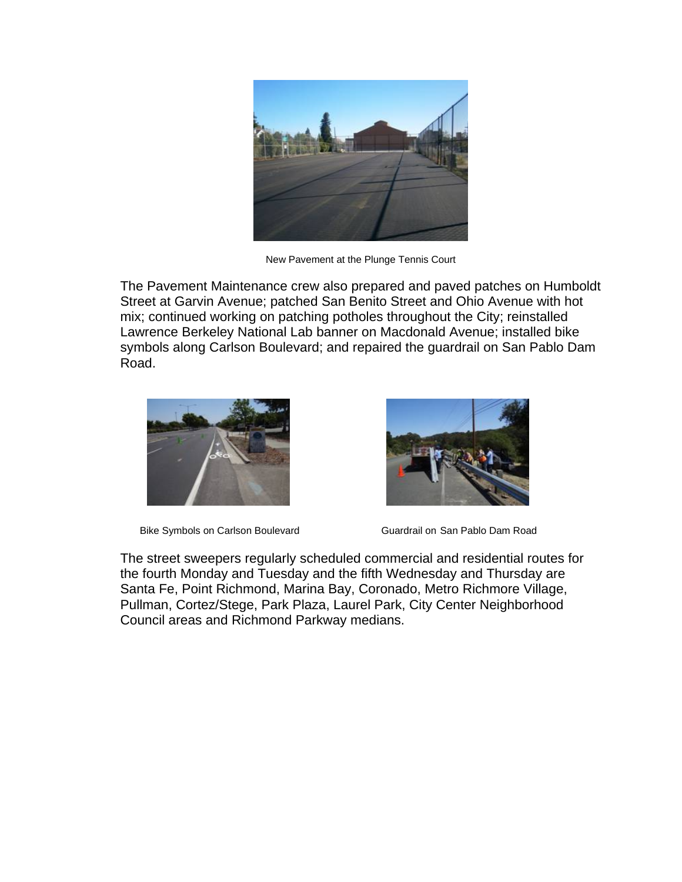New Pavement at the Plunge Tennis Court

The Pavement Maintenance crew also prepared and paved patches on Humboldt Street at Garvin Avenue; patched San Benito Street and Ohio Avenue with hot mix; continued working on patching potholes throughout the City; reinstalled Lawrence Berkeley National Lab banner on Macdonald Avenue; installed bike symbols along Carlson Boulevard; and repaired the guardrail on San Pablo Dam Road.

Bike Symbols on Carlson Boulevard

Guardrail on San Pablo Dam Road

The street sweepers regularly scheduled commercial and residential routes for the fourth Monday and Tuesday and the fifth Wednesday and Thursday are Santa Fe, Point Richmond, Marina Bay, Coronado, Metro Richmore Village, Pullman, Cortez/Stege, Park Plaza, Laurel Park, City Center Neighborhood Council areas and Richmond Parkway medians.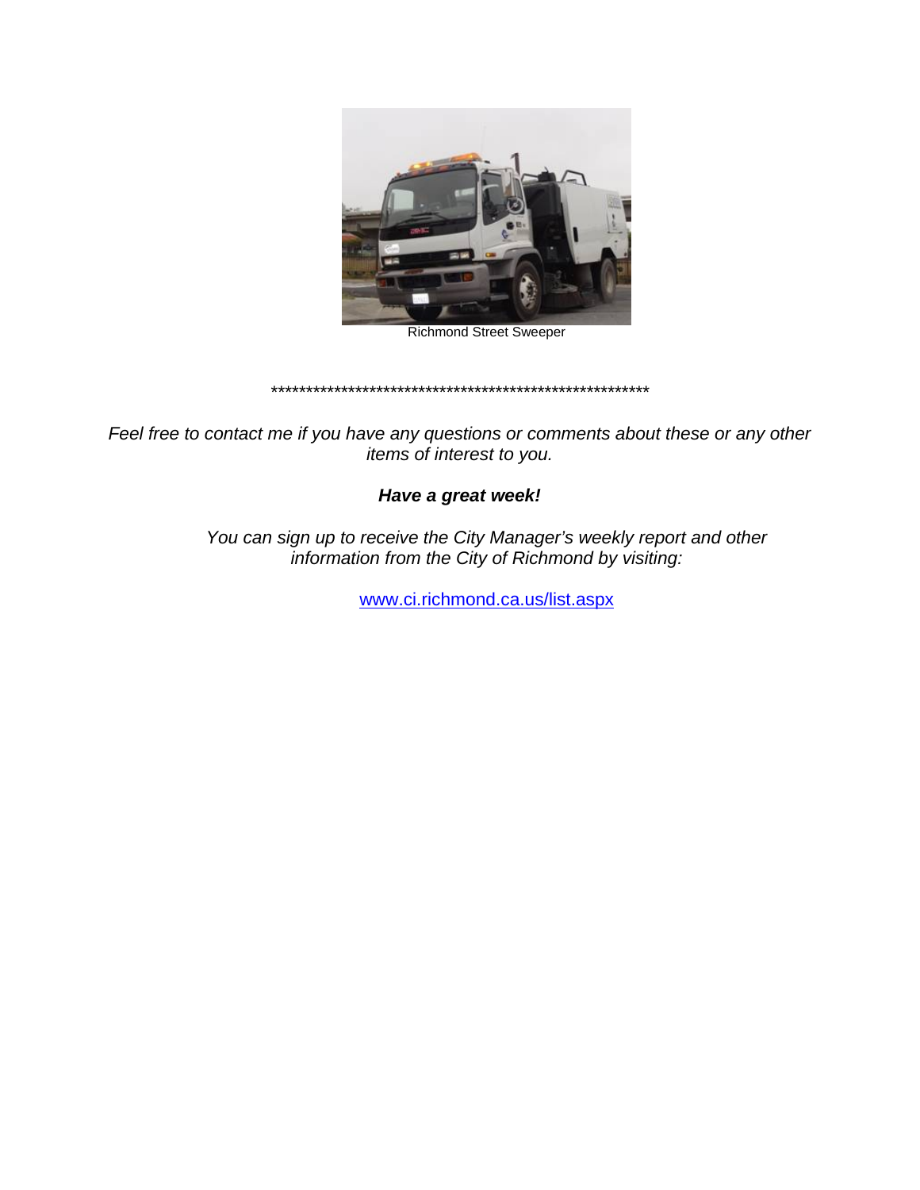Richmond Street Sweeper

*******************************************************

*Feel free to contact me if you have any questions or comments about these or any other items of interest to you.*

***Have a great week!***

*You can sign up to receive the City Manager's weekly report and other information from the City of Richmond by visiting:*

[www.ci.richmond.ca.us/list.aspx](www.ci.richmond.ca.us/list.aspx)